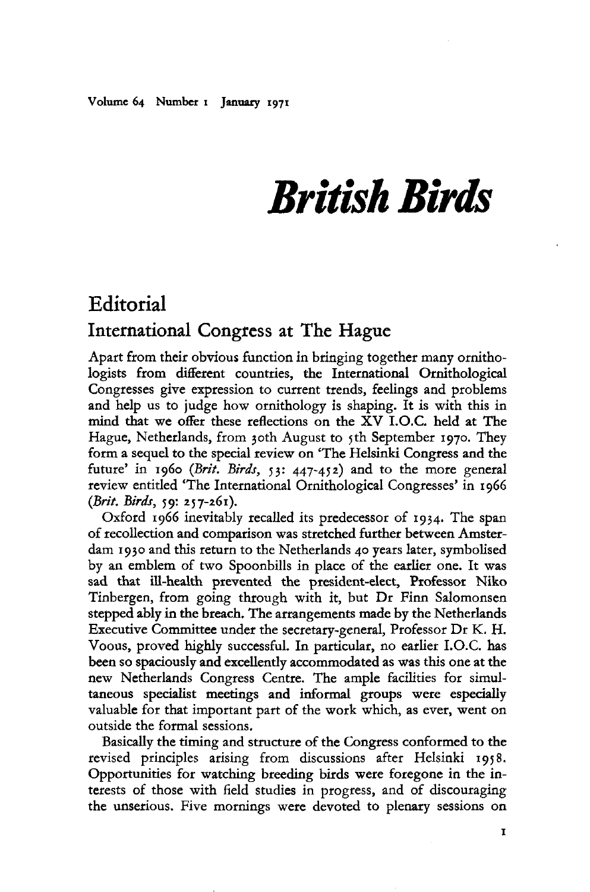# British Birds

## Editorial

### International Congress at The Hague

Apart from their obvious function in bringing together many ornithologists from different countries, the International Ornithological Congresses give expression to current trends, feelings and problems and help us to judge how ornithology is shaping. It is with this in mind that we offer these reflections on the XV I.O.C. held at The Hague, Netherlands, from 30th August to 5th September 1970. They form a sequel to the special review on 'The Helsinki Congress and the future' in 1960 (*Brit. Birds*, 53: 447-452) and to the more general review entitled 'The International Ornithological Congresses' in 1966 (*Brit. Birds*, 59: 257-261).

Oxford 1966 inevitably recalled its predecessor of 1934. The span of recollection and comparison was stretched further between Amsterdam 1930 and this return to the Netherlands 40 years later, symbolised by an emblem of two Spoonbills in place of the earlier one. It was sad that ill-health prevented the president-elect, Professor Niko Tinbergen, from going through with it, but Dr Finn Salomonsen stepped ably in the breach. The arrangements made by the Netherlands Executive Committee under the secretary-general, Professor Dr K. H. Voous, proved highly successful. In particular, no earlier I.O.C. has been so spaciously and excellently accommodated as was this one at the new Netherlands Congress Centre. The ample facilities for simultaneous specialist meetings and informal groups were especially valuable for that important part of the work which, as ever, went on outside the formal sessions.

Basically the timing and structure of the Congress conformed to the revised principles arising from discussions after Helsinki 1958. Opportunities for watching breeding birds were foregone in the interests of those with field studies in progress, and of discouraging the unserious. Five mornings were devoted to plenary sessions on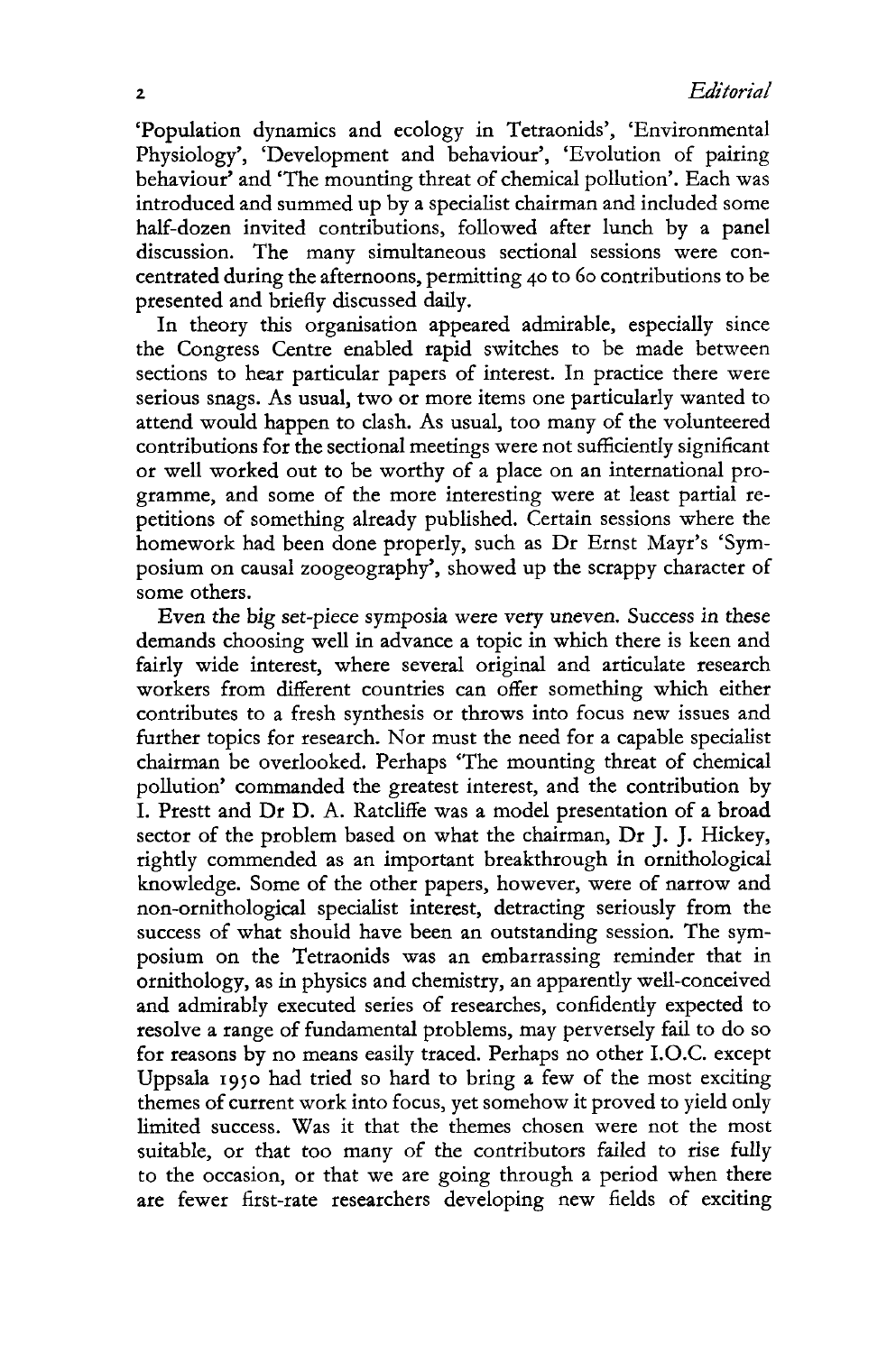'Population dynamics and ecology in Tetraonids', 'Environmental Physiology', 'Development and behaviour', 'Evolution of pairing behaviour' and 'The mounting threat of chemical pollution'. Each was introduced and summed up by a specialist chairman and included some half-dozen invited contributions, followed after lunch by a panel discussion. The many simultaneous sectional sessions were concentrated during the afternoons, permitting 40 to 60 contributions to be presented and briefly discussed daily.

In theory this organisation appeared admirable, especially since the Congress Centre enabled rapid switches to be made between sections to hear particular papers of interest. In practice there were serious snags. As usual, two or more items one particularly wanted to attend would happen to clash. As usual, too many of the volunteered contributions for the sectional meetings were not sufficiently significant or well worked out to be worthy of a place on an international programme, and some of the more interesting were at least partial repetitions of something already published. Certain sessions where the homework had been done properly, such as Dr Ernst Mayr's 'Symposium on causal zoogeography', showed up the scrappy character of some others.

Even the big set-piece symposia were very uneven. Success in these demands choosing well in advance a topic in which there is keen and fairly wide interest, where several original and articulate research workers from different countries can offer something which either contributes to a fresh synthesis or throws into focus new issues and further topics for research. Nor must the need for a capable specialist chairman be overlooked. Perhaps 'The mounting threat of chemical pollution' commanded the greatest interest, and the contribution by I. Prestt and Dr D. A. Ratcliffe was a model presentation of a broad sector of the problem based on what the chairman, Dr J. J. Hickey, rightly commended as an important breakthrough in ornithological knowledge. Some of the other papers, however, were of narrow and non-ornithological specialist interest, detracting seriously from the success of what should have been an outstanding session. The symposium on the Tetraonids was an embarrassing reminder that in ornithology, as in physics and chemistry, an apparently well-conceived and admirably executed series of researches, confidently expected to resolve a range of fundamental problems, may perversely fail to do so for reasons by no means easily traced. Perhaps no other I.O.C. except Uppsala 1950 had tried so hard to bring a few of the most exciting themes of current work into focus, yet somehow it proved to yield only limited success. Was it that the themes chosen were not the most suitable, or that too many of the contributors failed to rise fully to the occasion, or that we are going through a period when there are fewer first-rate researchers developing new fields of exciting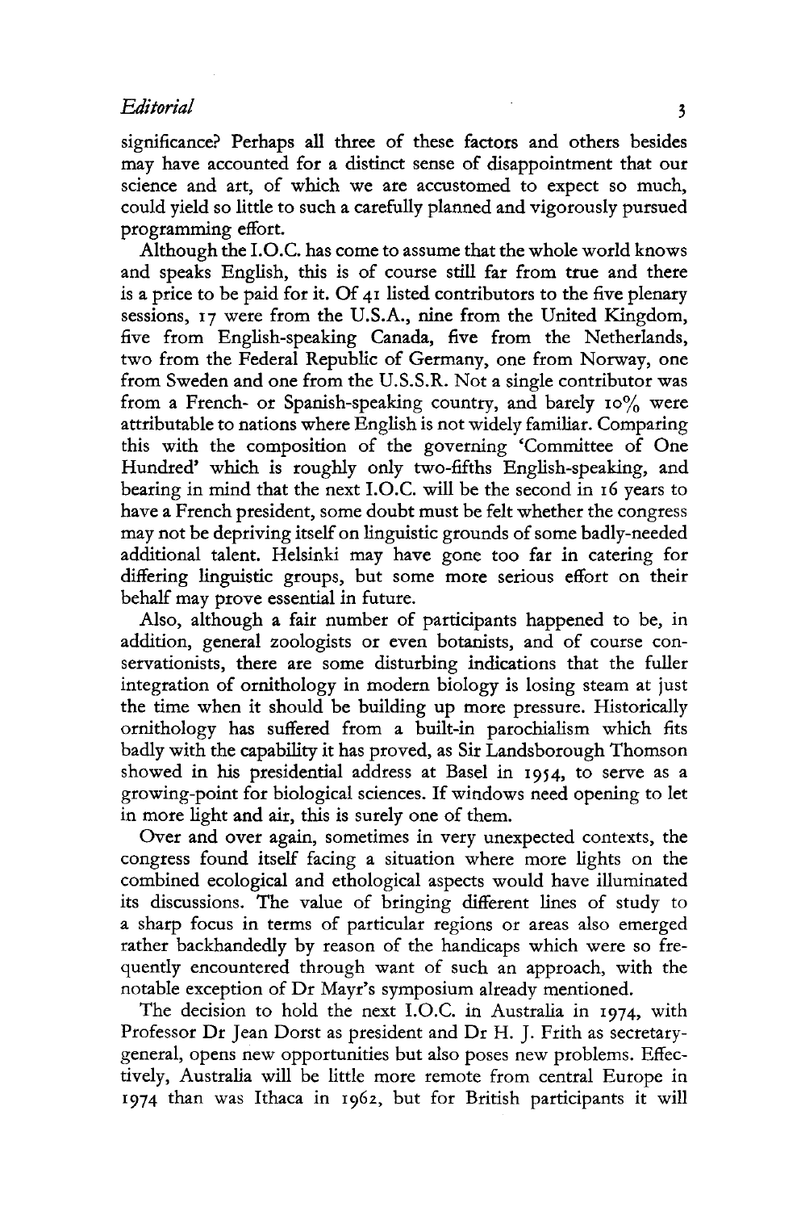significance? Perhaps all three of these factors and others besides may have accounted for a distinct sense of disappointment that our science and art, of which we are accustomed to expect so much, could yield so little to such a carefully planned and vigorously pursued programming effort.

Although the I.O.C. has come to assume that the whole world knows and speaks English, this is of course still far from true and there is a price to be paid for it. Of 41 listed contributors to the five plenary sessions, 17 were from the U.S.A., nine from the United Kingdom, five from English-speaking Canada, five from the Netherlands, two from the Federal Republic of Germany, one from Norway, one from Sweden and one from the U.S.S.R. Not a single contributor was from a French- or Spanish-speaking country, and barely 10% were attributable to nations where English is not widely familiar. Comparing this with the composition of the governing 'Committee of One Hundred' which is roughly only two-fifths English-speaking, and bearing in mind that the next I.O.C. will be the second in 16 years to have a French president, some doubt must be felt whether the congress may not be depriving itself on linguistic grounds of some badly-needed additional talent. Helsinki may have gone too far in catering for differing linguistic groups, but some more serious effort on their behalf may prove essential in future.

Also, although a fair number of participants happened to be, in addition, general zoologists or even botanists, and of course conservationists, there are some disturbing indications that the fuller integration of ornithology in modern biology is losing steam at just the time when it should be building up more pressure. Historically ornithology has suffered from a built-in parochialism which fits badly with the capability it has proved, as Sir Landsborough Thomson showed in his presidential address at Basel in 1954, to serve as a growing-point for biological sciences. If windows need opening to let in more light and air, this is surely one of them.

Over and over again, sometimes in very unexpected contexts, the congress found itself facing a situation where more lights on the combined ecological and ethological aspects would have illuminated its discussions. The value of bringing different lines of study to a sharp focus in terms of particular regions or areas also emerged rather backhandedly by reason of the handicaps which were so frequently encountered through want of such an approach, with the notable exception of Dr Mayr's symposium already mentioned.

The decision to hold the next I.O.C. in Australia in 1974, with Professor Dr Jean Dorst as president and Dr H. J. Frith as secretary-general, opens new opportunities but also poses new problems. Effectively, Australia will be little more remote from central Europe in 1974 than was Ithaca in 1962, but for British participants it will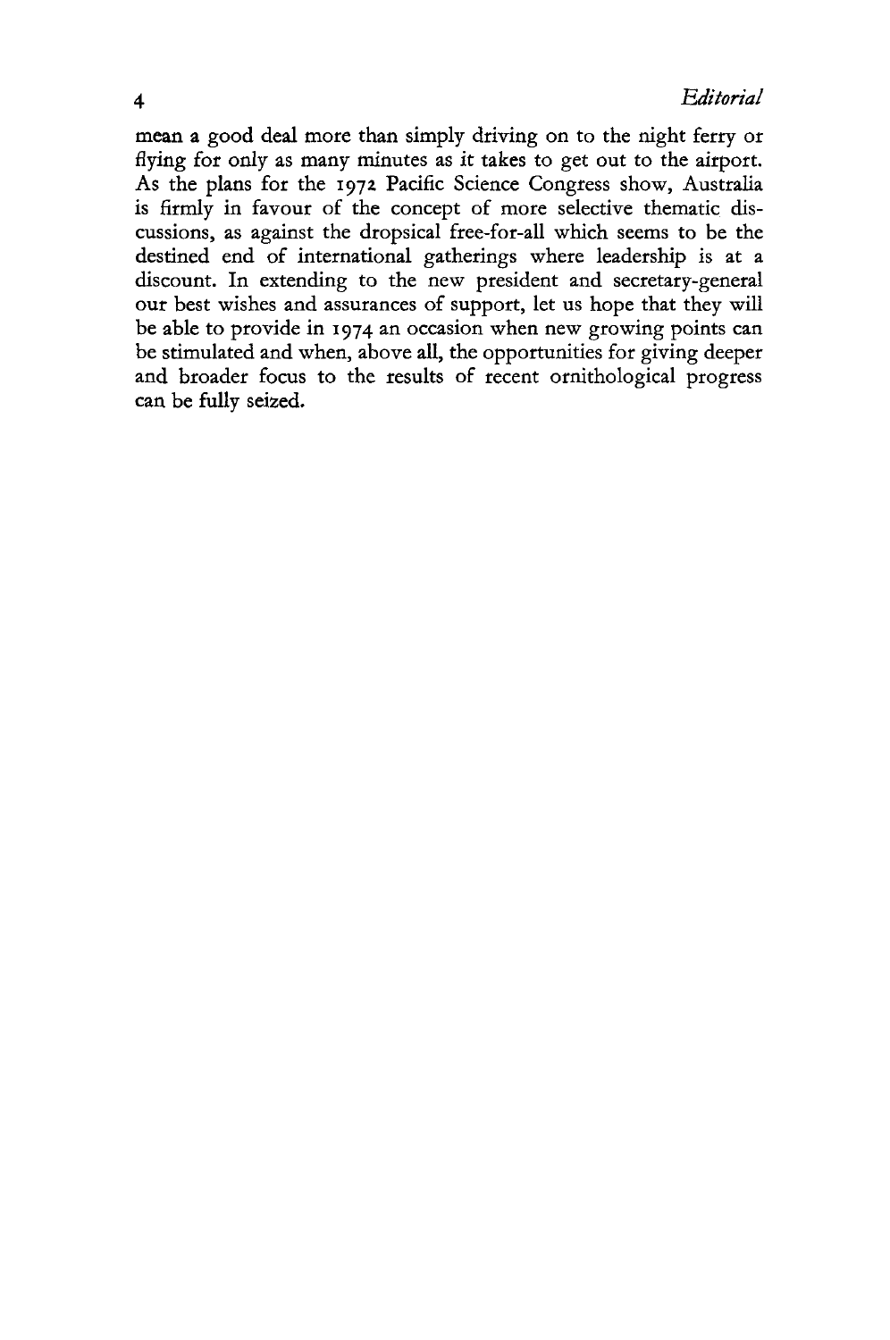mean a good deal more than simply driving on to the night ferry or flying for only as many minutes as it takes to get out to the airport. As the plans for the 1972 Pacific Science Congress show, Australia is firmly in favour of the concept of more selective thematic discussions, as against the dropsical free-for-all which seems to be the destined end of international gatherings where leadership is at a discount. In extending to the new president and secretary-general our best wishes and assurances of support, let us hope that they will be able to provide in 1974 an occasion when new growing points can be stimulated and when, above all, the opportunities for giving deeper and broader focus to the results of recent ornithological progress can be fully seized.